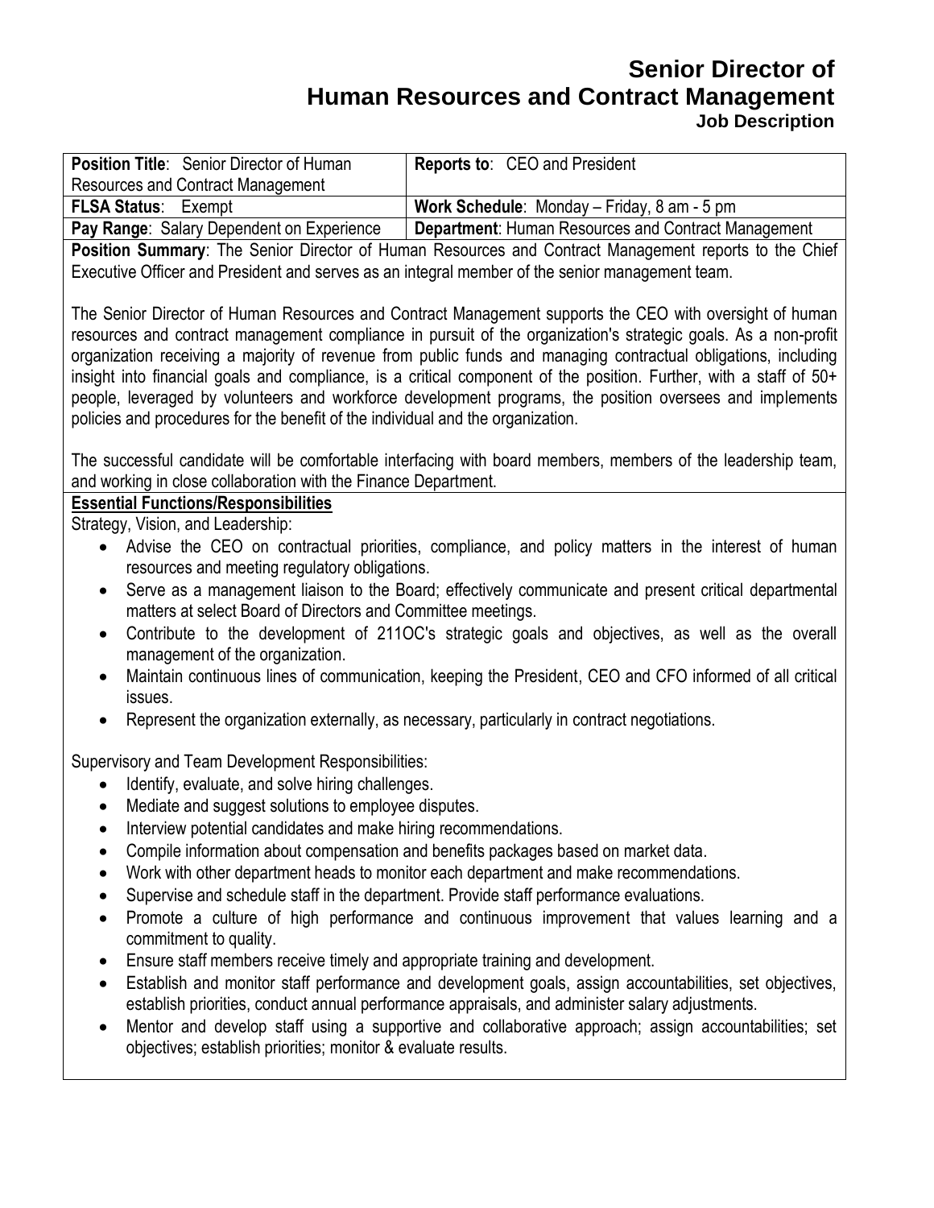# Senior Director of
# Human Resources and Contract Management
### Job Description

| **Position Title**: Senior Director of Human Resources and Contract Management | **Reports to**: CEO and President |
|---|---|
| **FLSA Status**: Exempt | **Work Schedule**: Monday – Friday, 8 am - 5 pm |
| **Pay Range**: Salary Dependent on Experience | **Department**: Human Resources and Contract Management |

**Position Summary**: The Senior Director of Human Resources and Contract Management reports to the Chief Executive Officer and President and serves as an integral member of the senior management team.

The Senior Director of Human Resources and Contract Management supports the CEO with oversight of human resources and contract management compliance in pursuit of the organization's strategic goals. As a non-profit organization receiving a majority of revenue from public funds and managing contractual obligations, including insight into financial goals and compliance, is a critical component of the position. Further, with a staff of 50+ people, leveraged by volunteers and workforce development programs, the position oversees and implements policies and procedures for the benefit of the individual and the organization.

The successful candidate will be comfortable interfacing with board members, members of the leadership team, and working in close collaboration with the Finance Department.

**Essential Functions/Responsibilities**

Strategy, Vision, and Leadership:

- Advise the CEO on contractual priorities, compliance, and policy matters in the interest of human resources and meeting regulatory obligations.
- Serve as a management liaison to the Board; effectively communicate and present critical departmental matters at select Board of Directors and Committee meetings.
- Contribute to the development of 211OC's strategic goals and objectives, as well as the overall management of the organization.
- Maintain continuous lines of communication, keeping the President, CEO and CFO informed of all critical issues.
- Represent the organization externally, as necessary, particularly in contract negotiations.

Supervisory and Team Development Responsibilities:

- Identify, evaluate, and solve hiring challenges.
- Mediate and suggest solutions to employee disputes.
- Interview potential candidates and make hiring recommendations.
- Compile information about compensation and benefits packages based on market data.
- Work with other department heads to monitor each department and make recommendations.
- Supervise and schedule staff in the department. Provide staff performance evaluations.
- Promote a culture of high performance and continuous improvement that values learning and a commitment to quality.
- Ensure staff members receive timely and appropriate training and development.
- Establish and monitor staff performance and development goals, assign accountabilities, set objectives, establish priorities, conduct annual performance appraisals, and administer salary adjustments.
- Mentor and develop staff using a supportive and collaborative approach; assign accountabilities; set objectives; establish priorities; monitor & evaluate results.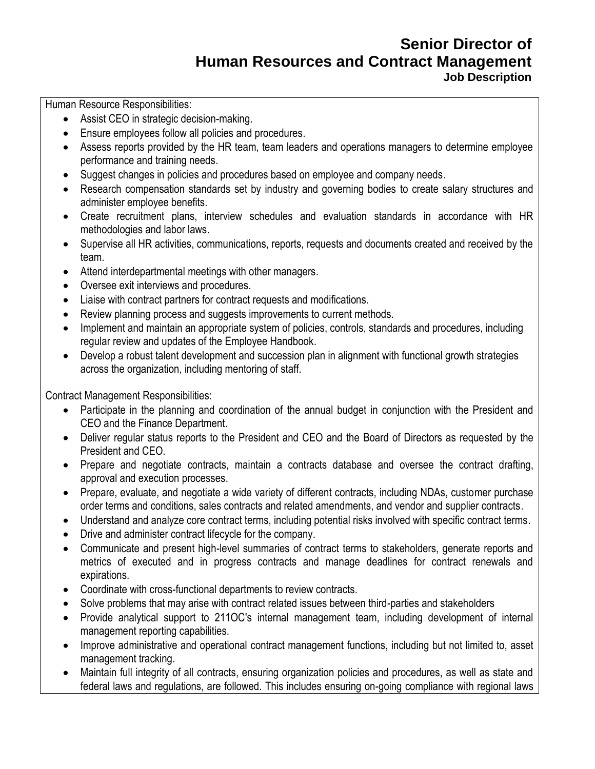# Senior Director of Human Resources and Contract Management
### Job Description

Human Resource Responsibilities:

- Assist CEO in strategic decision-making.
- Ensure employees follow all policies and procedures.
- Assess reports provided by the HR team, team leaders and operations managers to determine employee performance and training needs.
- Suggest changes in policies and procedures based on employee and company needs.
- Research compensation standards set by industry and governing bodies to create salary structures and administer employee benefits.
- Create recruitment plans, interview schedules and evaluation standards in accordance with HR methodologies and labor laws.
- Supervise all HR activities, communications, reports, requests and documents created and received by the team.
- Attend interdepartmental meetings with other managers.
- Oversee exit interviews and procedures.
- Liaise with contract partners for contract requests and modifications.
- Review planning process and suggests improvements to current methods.
- Implement and maintain an appropriate system of policies, controls, standards and procedures, including regular review and updates of the Employee Handbook.
- Develop a robust talent development and succession plan in alignment with functional growth strategies across the organization, including mentoring of staff.

Contract Management Responsibilities:

- Participate in the planning and coordination of the annual budget in conjunction with the President and CEO and the Finance Department.
- Deliver regular status reports to the President and CEO and the Board of Directors as requested by the President and CEO.
- Prepare and negotiate contracts, maintain a contracts database and oversee the contract drafting, approval and execution processes.
- Prepare, evaluate, and negotiate a wide variety of different contracts, including NDAs, customer purchase order terms and conditions, sales contracts and related amendments, and vendor and supplier contracts.
- Understand and analyze core contract terms, including potential risks involved with specific contract terms.
- Drive and administer contract lifecycle for the company.
- Communicate and present high-level summaries of contract terms to stakeholders, generate reports and metrics of executed and in progress contracts and manage deadlines for contract renewals and expirations.
- Coordinate with cross-functional departments to review contracts.
- Solve problems that may arise with contract related issues between third-parties and stakeholders
- Provide analytical support to 211OC's internal management team, including development of internal management reporting capabilities.
- Improve administrative and operational contract management functions, including but not limited to, asset management tracking.
- Maintain full integrity of all contracts, ensuring organization policies and procedures, as well as state and federal laws and regulations, are followed. This includes ensuring on-going compliance with regional laws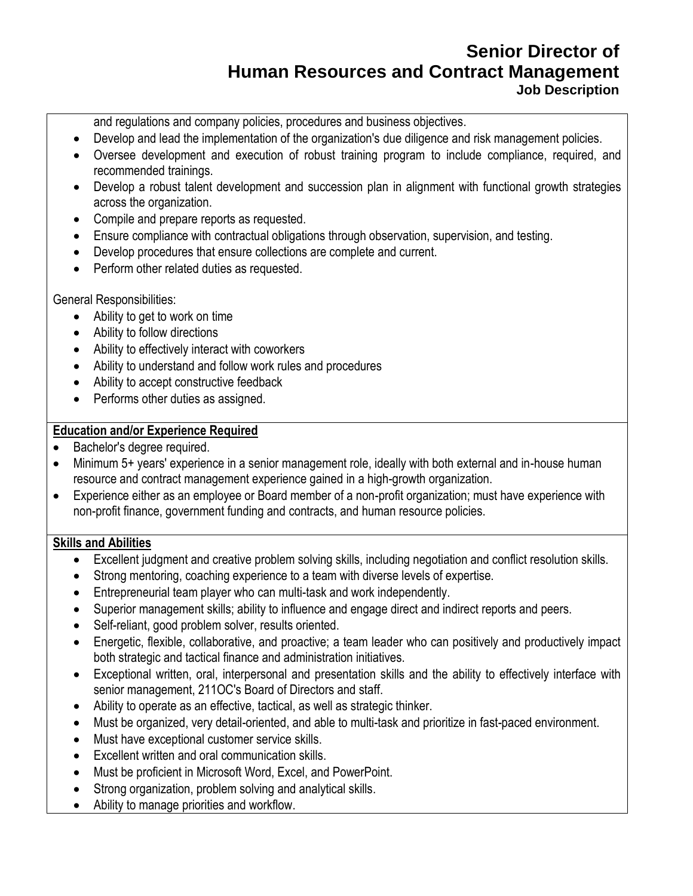and regulations and company policies, procedures and business objectives.

- Develop and lead the implementation of the organization's due diligence and risk management policies.
- Oversee development and execution of robust training program to include compliance, required, and recommended trainings.
- Develop a robust talent development and succession plan in alignment with functional growth strategies across the organization.
- Compile and prepare reports as requested.
- Ensure compliance with contractual obligations through observation, supervision, and testing.
- Develop procedures that ensure collections are complete and current.
- Perform other related duties as requested.

General Responsibilities:

- Ability to get to work on time
- Ability to follow directions
- Ability to effectively interact with coworkers
- Ability to understand and follow work rules and procedures
- Ability to accept constructive feedback
- Performs other duties as assigned.

**Education and/or Experience Required**

- Bachelor's degree required.
- Minimum 5+ years' experience in a senior management role, ideally with both external and in-house human resource and contract management experience gained in a high-growth organization.
- Experience either as an employee or Board member of a non-profit organization; must have experience with non-profit finance, government funding and contracts, and human resource policies.

**Skills and Abilities**

- Excellent judgment and creative problem solving skills, including negotiation and conflict resolution skills.
- Strong mentoring, coaching experience to a team with diverse levels of expertise.
- Entrepreneurial team player who can multi-task and work independently.
- Superior management skills; ability to influence and engage direct and indirect reports and peers.
- Self-reliant, good problem solver, results oriented.
- Energetic, flexible, collaborative, and proactive; a team leader who can positively and productively impact both strategic and tactical finance and administration initiatives.
- Exceptional written, oral, interpersonal and presentation skills and the ability to effectively interface with senior management, 211OC's Board of Directors and staff.
- Ability to operate as an effective, tactical, as well as strategic thinker.
- Must be organized, very detail-oriented, and able to multi-task and prioritize in fast-paced environment.
- Must have exceptional customer service skills.
- Excellent written and oral communication skills.
- Must be proficient in Microsoft Word, Excel, and PowerPoint.
- Strong organization, problem solving and analytical skills.
- Ability to manage priorities and workflow.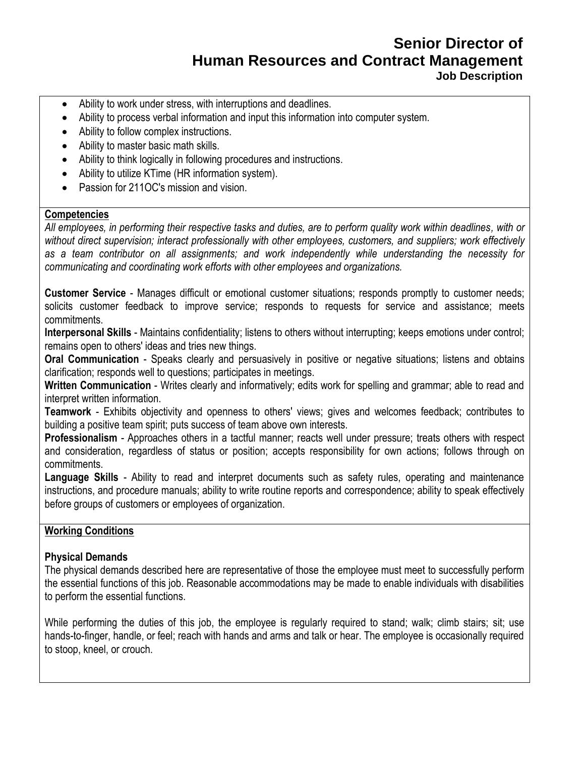- Ability to work under stress, with interruptions and deadlines.
- Ability to process verbal information and input this information into computer system.
- Ability to follow complex instructions.
- Ability to master basic math skills.
- Ability to think logically in following procedures and instructions.
- Ability to utilize KTime (HR information system).
- Passion for 211OC's mission and vision.

**Competencies**

*All employees, in performing their respective tasks and duties, are to perform quality work within deadlines, with or without direct supervision; interact professionally with other employees, customers, and suppliers; work effectively as a team contributor on all assignments; and work independently while understanding the necessity for communicating and coordinating work efforts with other employees and organizations.*

**Customer Service** - Manages difficult or emotional customer situations; responds promptly to customer needs; solicits customer feedback to improve service; responds to requests for service and assistance; meets commitments.

**Interpersonal Skills** - Maintains confidentiality; listens to others without interrupting; keeps emotions under control; remains open to others' ideas and tries new things.

**Oral Communication** - Speaks clearly and persuasively in positive or negative situations; listens and obtains clarification; responds well to questions; participates in meetings.

**Written Communication** - Writes clearly and informatively; edits work for spelling and grammar; able to read and interpret written information.

**Teamwork** - Exhibits objectivity and openness to others' views; gives and welcomes feedback; contributes to building a positive team spirit; puts success of team above own interests.

**Professionalism** - Approaches others in a tactful manner; reacts well under pressure; treats others with respect and consideration, regardless of status or position; accepts responsibility for own actions; follows through on commitments.

**Language Skills** - Ability to read and interpret documents such as safety rules, operating and maintenance instructions, and procedure manuals; ability to write routine reports and correspondence; ability to speak effectively before groups of customers or employees of organization.

**Working Conditions**

**Physical Demands**

The physical demands described here are representative of those the employee must meet to successfully perform the essential functions of this job. Reasonable accommodations may be made to enable individuals with disabilities to perform the essential functions.

While performing the duties of this job, the employee is regularly required to stand; walk; climb stairs; sit; use hands-to-finger, handle, or feel; reach with hands and arms and talk or hear. The employee is occasionally required to stoop, kneel, or crouch.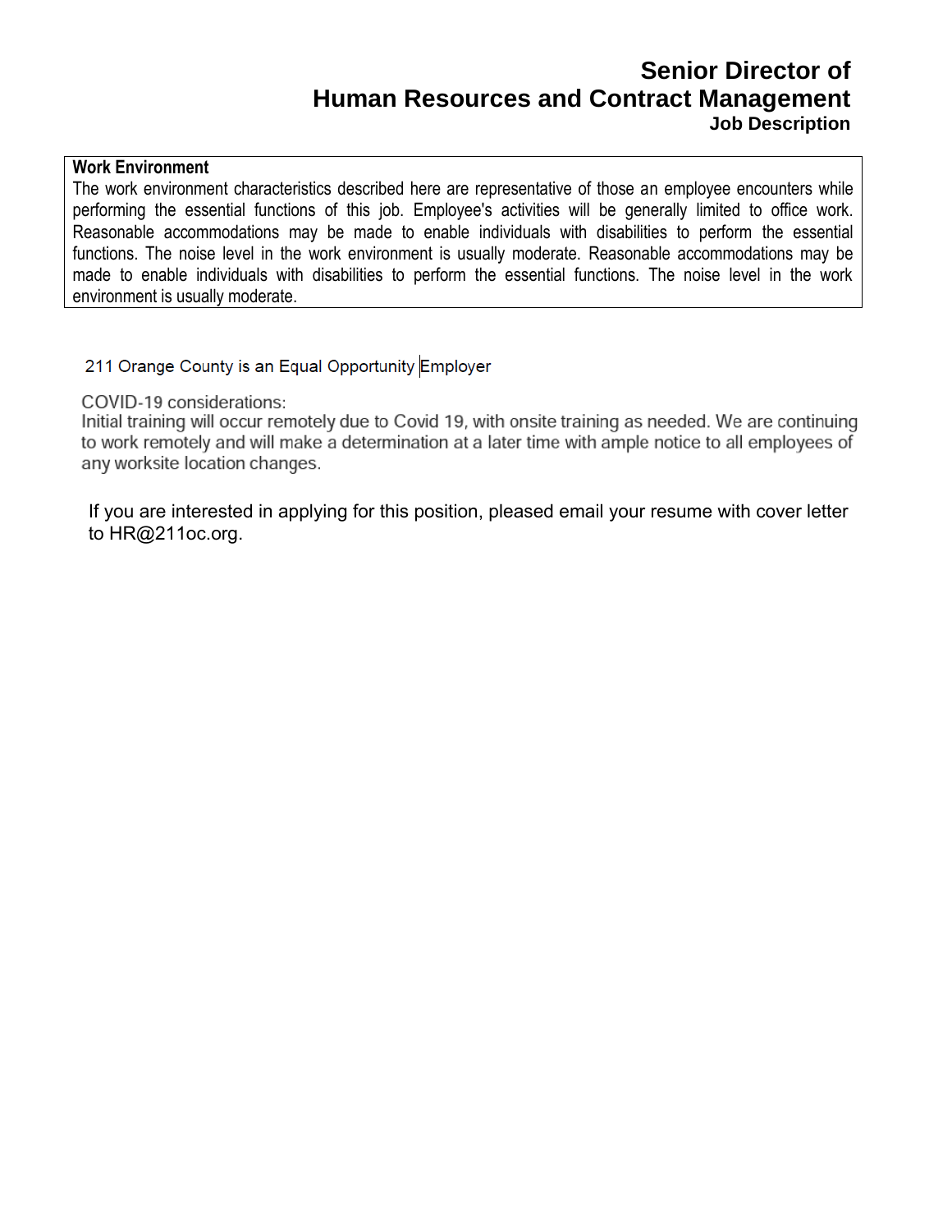**Work Environment**

The work environment characteristics described here are representative of those an employee encounters while performing the essential functions of this job. Employee's activities will be generally limited to office work. Reasonable accommodations may be made to enable individuals with disabilities to perform the essential functions. The noise level in the work environment is usually moderate. Reasonable accommodations may be made to enable individuals with disabilities to perform the essential functions. The noise level in the work environment is usually moderate.

211 Orange County is an Equal Opportunity Employer

COVID-19 considerations:
Initial training will occur remotely due to Covid 19, with onsite training as needed. We are continuing to work remotely and will make a determination at a later time with ample notice to all employees of any worksite location changes.

If you are interested in applying for this position, pleased email your resume with cover letter to HR@211oc.org.